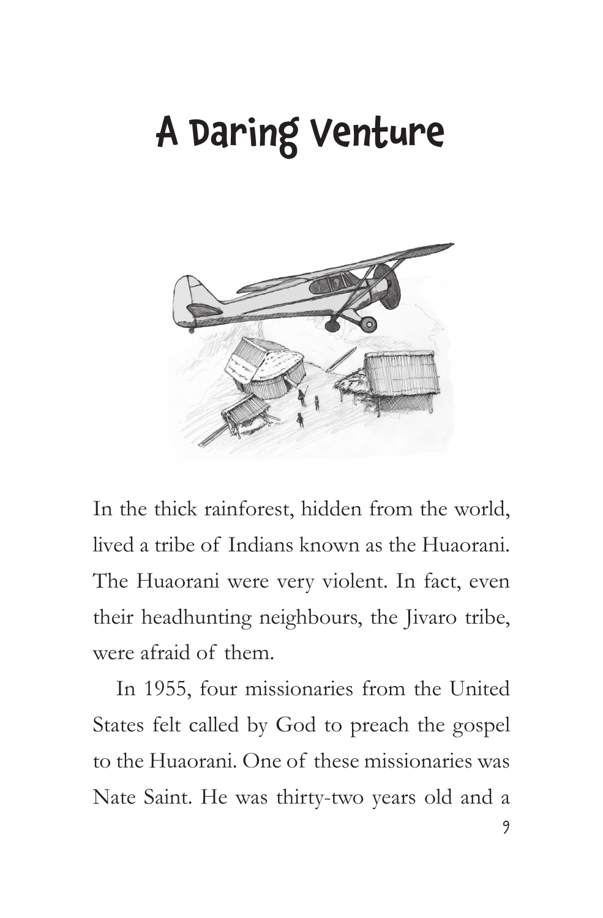# A Daring Venture

In the thick rainforest, hidden from the world, lived a tribe of Indians known as the Huaorani. The Huaorani were very violent. In fact, even their headhunting neighbours, the Jivaro tribe, were afraid of them.

In 1955, four missionaries from the United States felt called by God to preach the gospel to the Huaorani. One of these missionaries was Nate Saint. He was thirty-two years old and a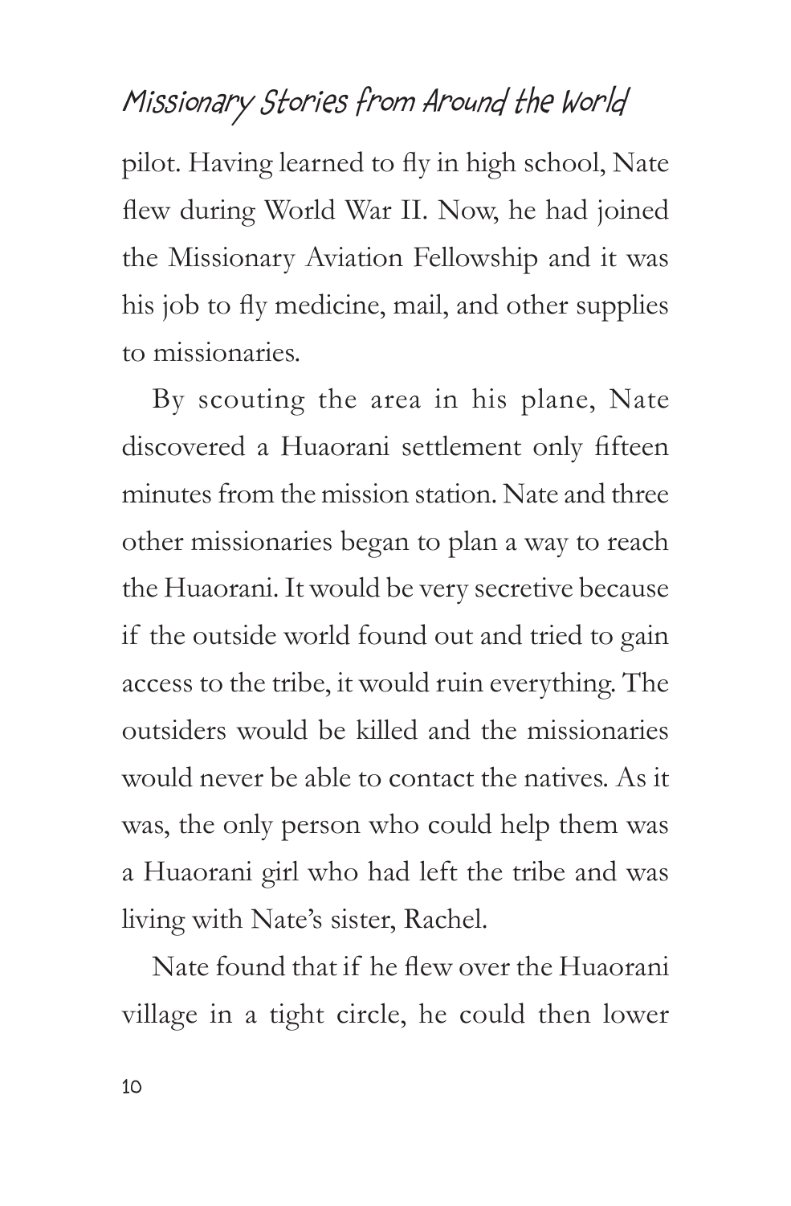pilot. Having learned to fly in high school, Nate flew during World War II. Now, he had joined the Missionary Aviation Fellowship and it was his job to fly medicine, mail, and other supplies to missionaries.

By scouting the area in his plane, Nate discovered a Huaorani settlement only fifteen minutes from the mission station. Nate and three other missionaries began to plan a way to reach the Huaorani. It would be very secretive because if the outside world found out and tried to gain access to the tribe, it would ruin everything. The outsiders would be killed and the missionaries would never be able to contact the natives. As it was, the only person who could help them was a Huaorani girl who had left the tribe and was living with Nate's sister, Rachel.

Nate found that if he flew over the Huaorani village in a tight circle, he could then lower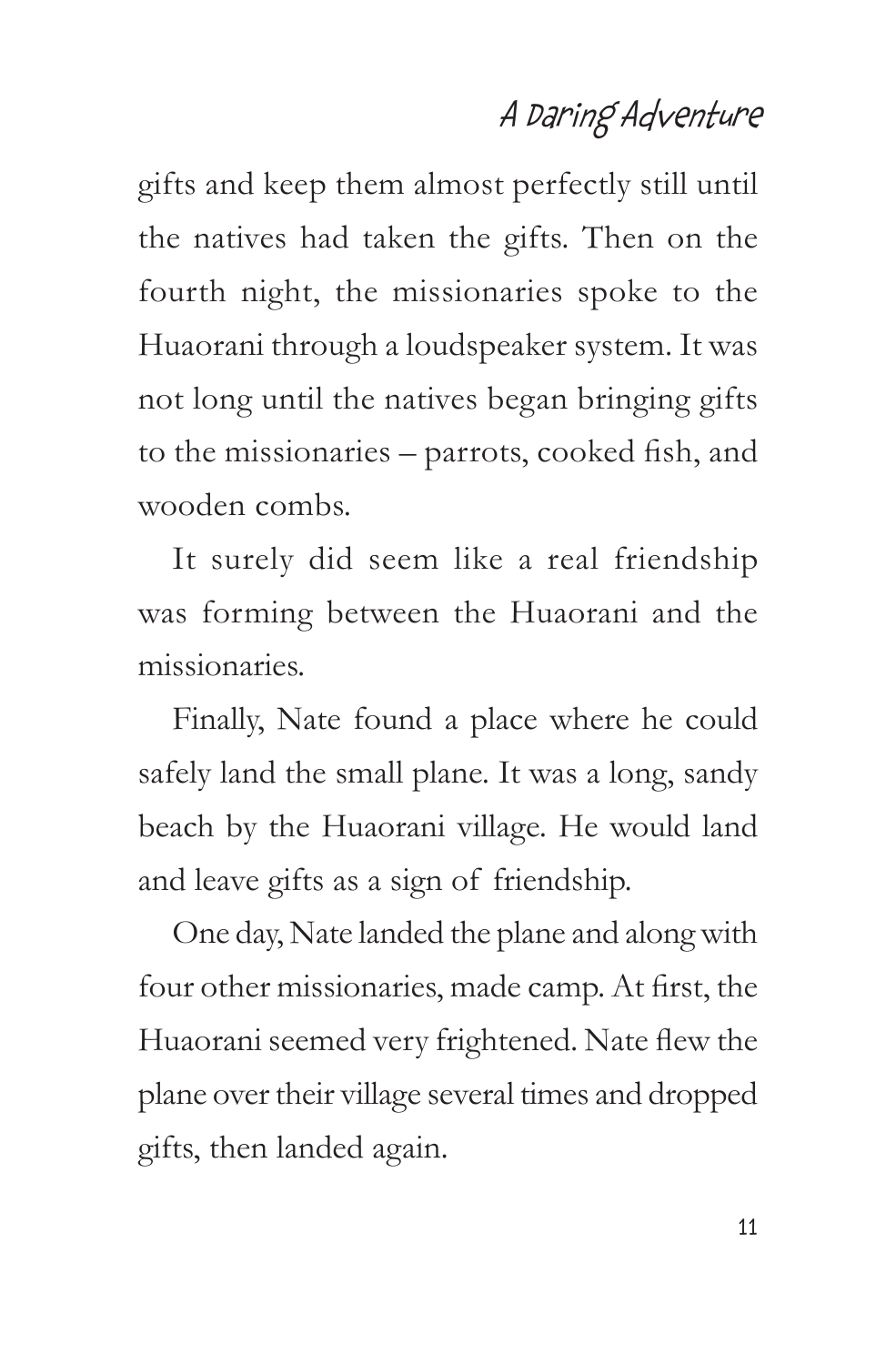gifts and keep them almost perfectly still until the natives had taken the gifts. Then on the fourth night, the missionaries spoke to the Huaorani through a loudspeaker system. It was not long until the natives began bringing gifts to the missionaries – parrots, cooked fish, and wooden combs.

It surely did seem like a real friendship was forming between the Huaorani and the missionaries.

Finally, Nate found a place where he could safely land the small plane. It was a long, sandy beach by the Huaorani village. He would land and leave gifts as a sign of friendship.

One day, Nate landed the plane and along with four other missionaries, made camp. At first, the Huaorani seemed very frightened. Nate flew the plane over their village several times and dropped gifts, then landed again.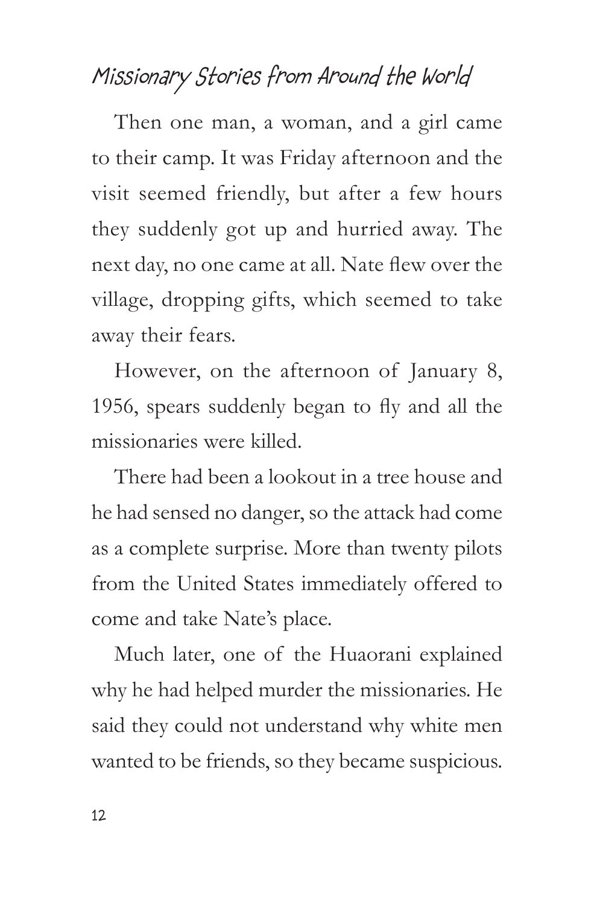Then one man, a woman, and a girl came to their camp. It was Friday afternoon and the visit seemed friendly, but after a few hours they suddenly got up and hurried away. The next day, no one came at all. Nate flew over the village, dropping gifts, which seemed to take away their fears.

However, on the afternoon of January 8, 1956, spears suddenly began to fly and all the missionaries were killed.

There had been a lookout in a tree house and he had sensed no danger, so the attack had come as a complete surprise. More than twenty pilots from the United States immediately offered to come and take Nate's place.

Much later, one of the Huaorani explained why he had helped murder the missionaries. He said they could not understand why white men wanted to be friends, so they became suspicious.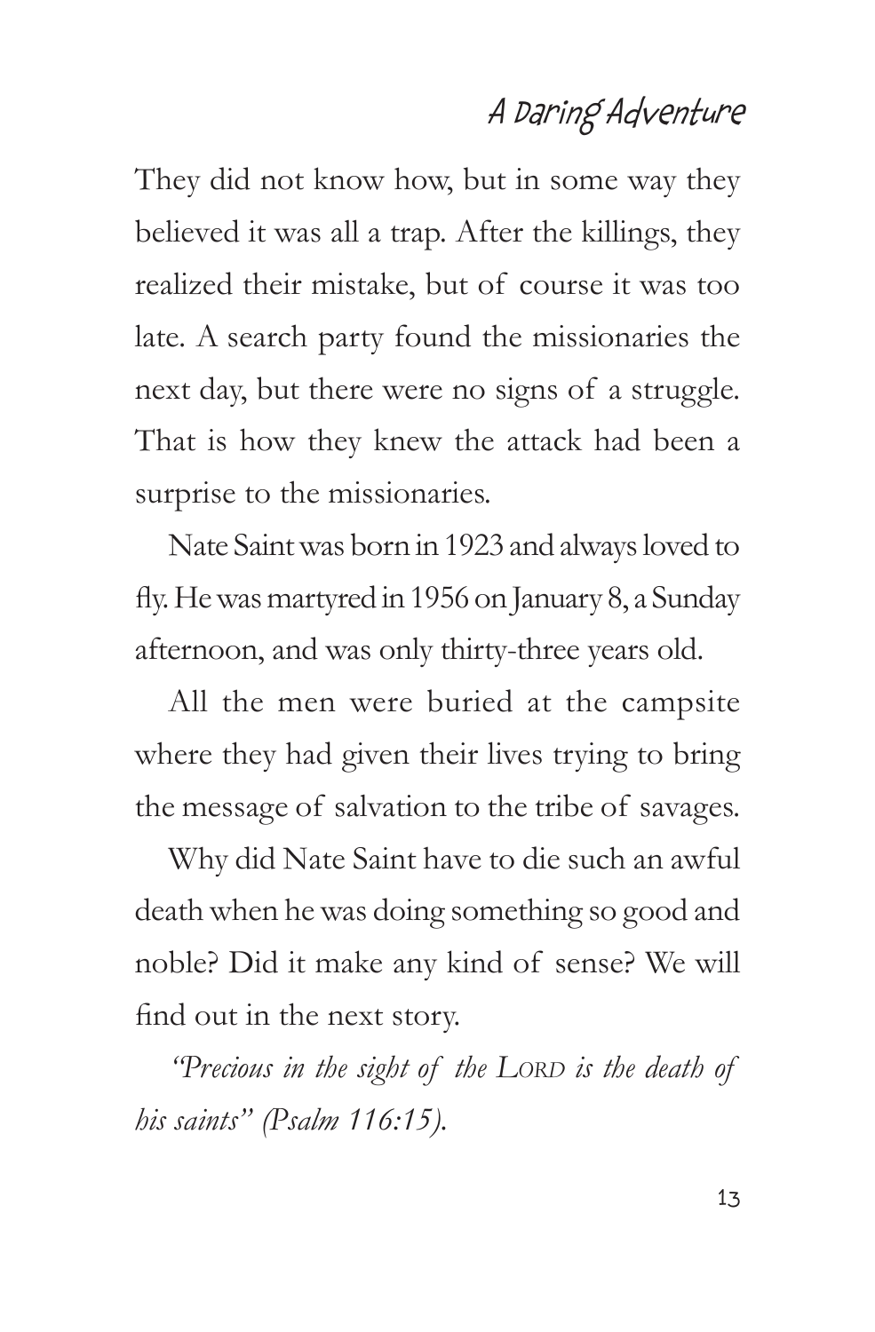They did not know how, but in some way they believed it was all a trap. After the killings, they realized their mistake, but of course it was too late. A search party found the missionaries the next day, but there were no signs of a struggle. That is how they knew the attack had been a surprise to the missionaries.

Nate Saint was born in 1923 and always loved to fly. He was martyred in 1956 on January 8, a Sunday afternoon, and was only thirty-three years old.

All the men were buried at the campsite where they had given their lives trying to bring the message of salvation to the tribe of savages.

Why did Nate Saint have to die such an awful death when he was doing something so good and noble? Did it make any kind of sense? We will find out in the next story.

*"Precious in the sight of the LORD is the death of his saints" (Psalm 116:15).*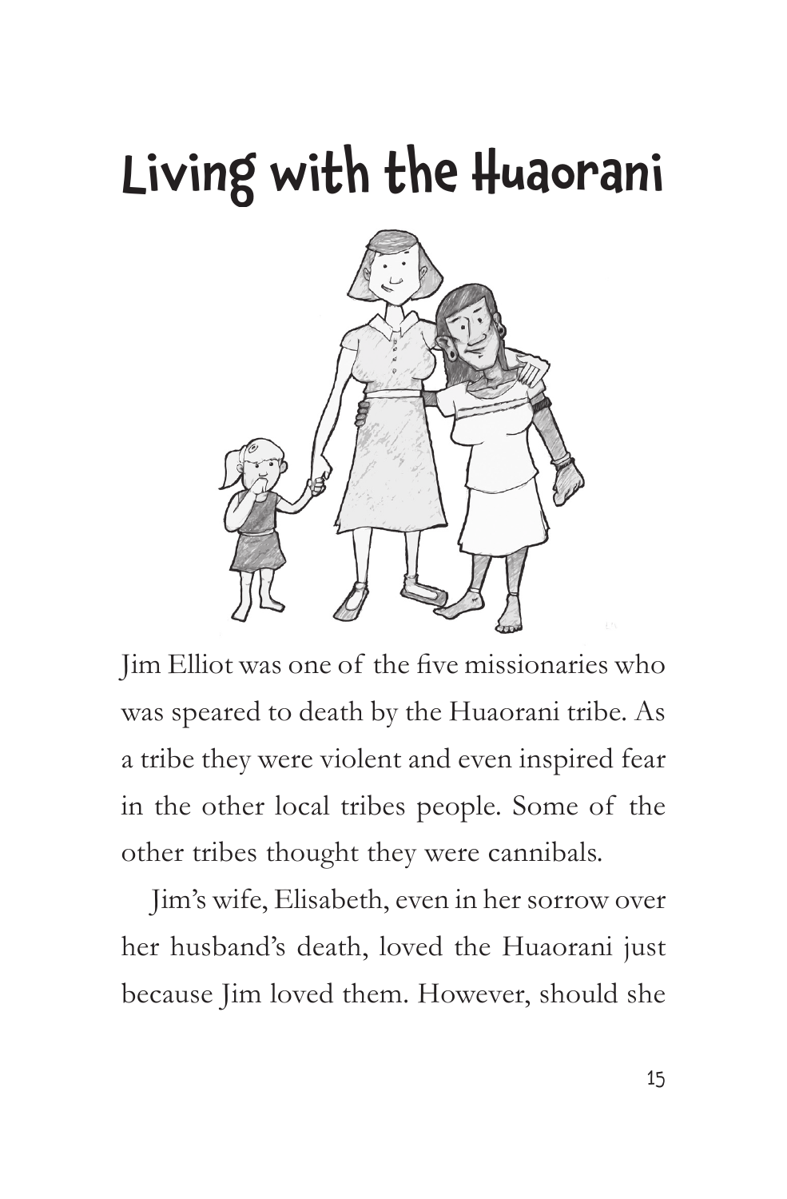# Living with the Huaorani

Jim Elliot was one of the five missionaries who was speared to death by the Huaorani tribe. As a tribe they were violent and even inspired fear in the other local tribes people. Some of the other tribes thought they were cannibals.

Jim's wife, Elisabeth, even in her sorrow over her husband's death, loved the Huaorani just because Jim loved them. However, should she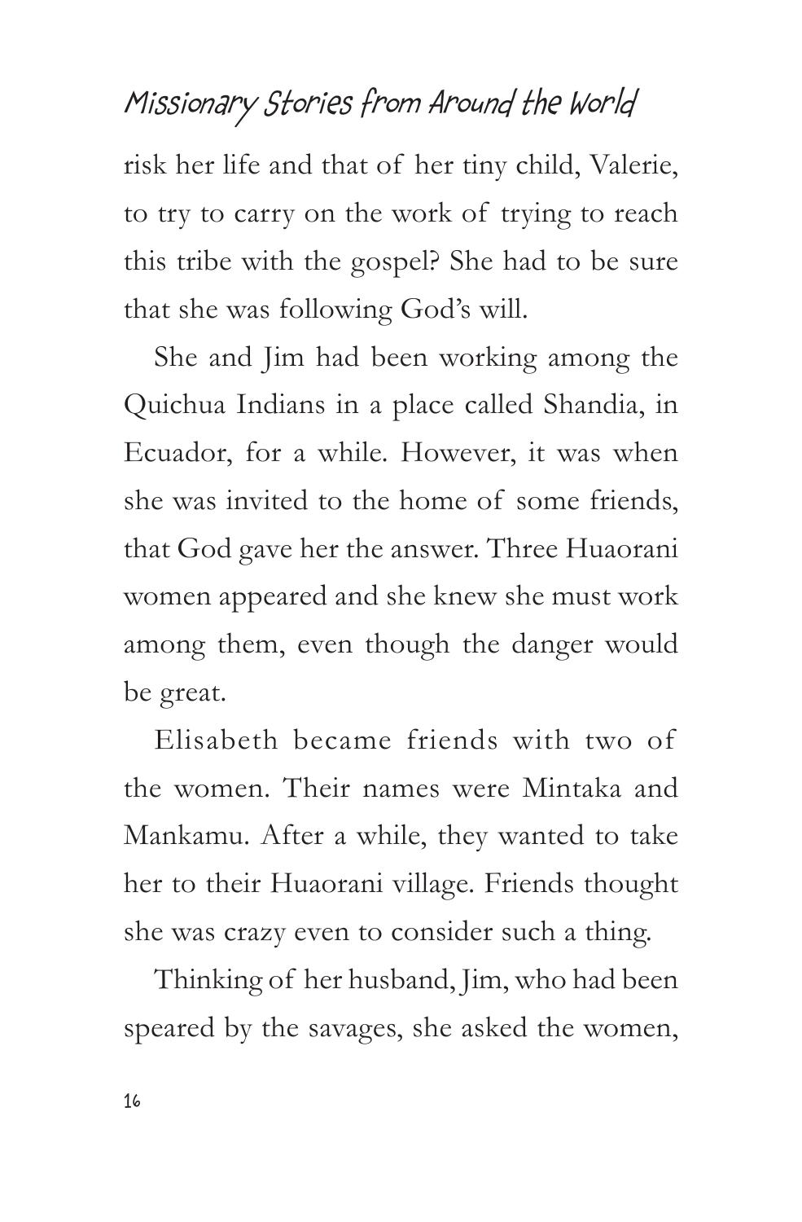risk her life and that of her tiny child, Valerie, to try to carry on the work of trying to reach this tribe with the gospel? She had to be sure that she was following God's will.

She and Jim had been working among the Quichua Indians in a place called Shandia, in Ecuador, for a while. However, it was when she was invited to the home of some friends, that God gave her the answer. Three Huaorani women appeared and she knew she must work among them, even though the danger would be great.

Elisabeth became friends with two of the women. Their names were Mintaka and Mankamu. After a while, they wanted to take her to their Huaorani village. Friends thought she was crazy even to consider such a thing.

Thinking of her husband, Jim, who had been speared by the savages, she asked the women,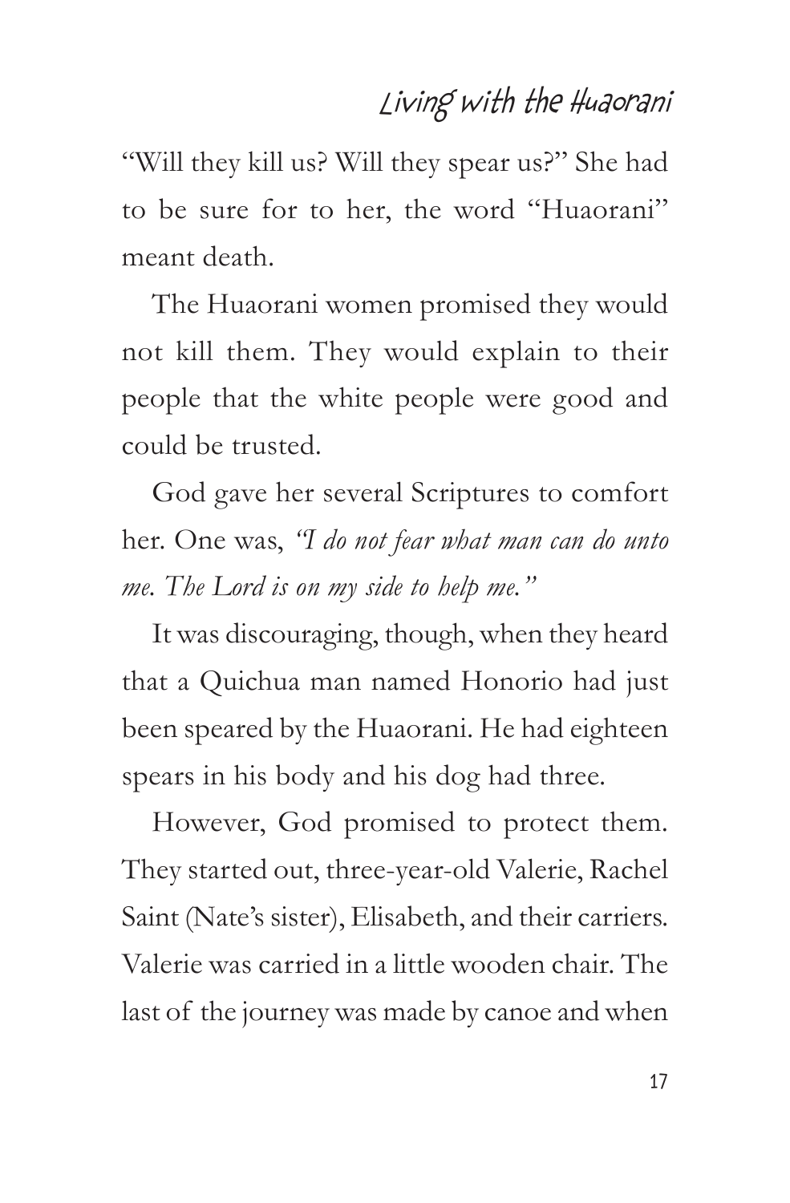"Will they kill us? Will they spear us?" She had to be sure for to her, the word "Huaorani" meant death.

The Huaorani women promised they would not kill them. They would explain to their people that the white people were good and could be trusted.

God gave her several Scriptures to comfort her. One was, *"I do not fear what man can do unto me. The Lord is on my side to help me."*

It was discouraging, though, when they heard that a Quichua man named Honorio had just been speared by the Huaorani. He had eighteen spears in his body and his dog had three.

However, God promised to protect them. They started out, three-year-old Valerie, Rachel Saint (Nate's sister), Elisabeth, and their carriers. Valerie was carried in a little wooden chair. The last of the journey was made by canoe and when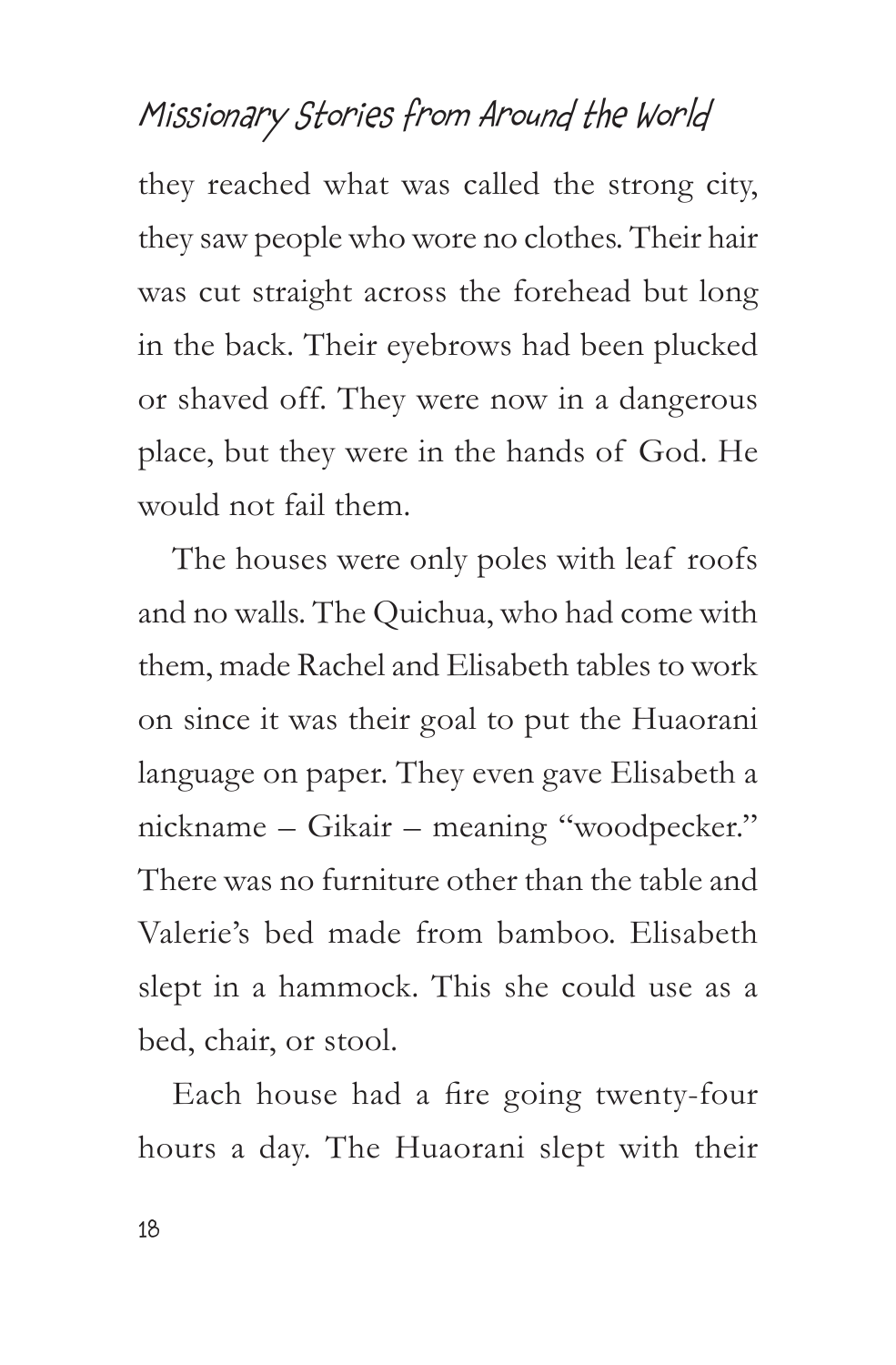they reached what was called the strong city, they saw people who wore no clothes. Their hair was cut straight across the forehead but long in the back. Their eyebrows had been plucked or shaved off. They were now in a dangerous place, but they were in the hands of God. He would not fail them.

The houses were only poles with leaf roofs and no walls. The Quichua, who had come with them, made Rachel and Elisabeth tables to work on since it was their goal to put the Huaorani language on paper. They even gave Elisabeth a nickname – Gikair – meaning "woodpecker." There was no furniture other than the table and Valerie's bed made from bamboo. Elisabeth slept in a hammock. This she could use as a bed, chair, or stool.

Each house had a fire going twenty-four hours a day. The Huaorani slept with their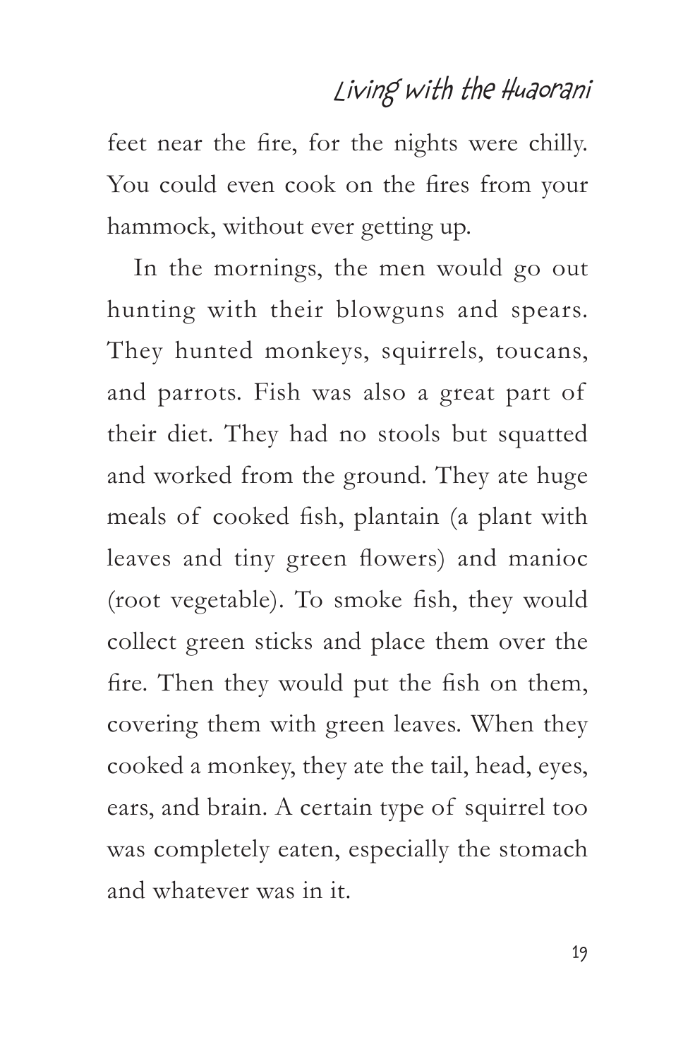feet near the fire, for the nights were chilly. You could even cook on the fires from your hammock, without ever getting up.

In the mornings, the men would go out hunting with their blowguns and spears. They hunted monkeys, squirrels, toucans, and parrots. Fish was also a great part of their diet. They had no stools but squatted and worked from the ground. They ate huge meals of cooked fish, plantain (a plant with leaves and tiny green flowers) and manioc (root vegetable). To smoke fish, they would collect green sticks and place them over the fire. Then they would put the fish on them, covering them with green leaves. When they cooked a monkey, they ate the tail, head, eyes, ears, and brain. A certain type of squirrel too was completely eaten, especially the stomach and whatever was in it.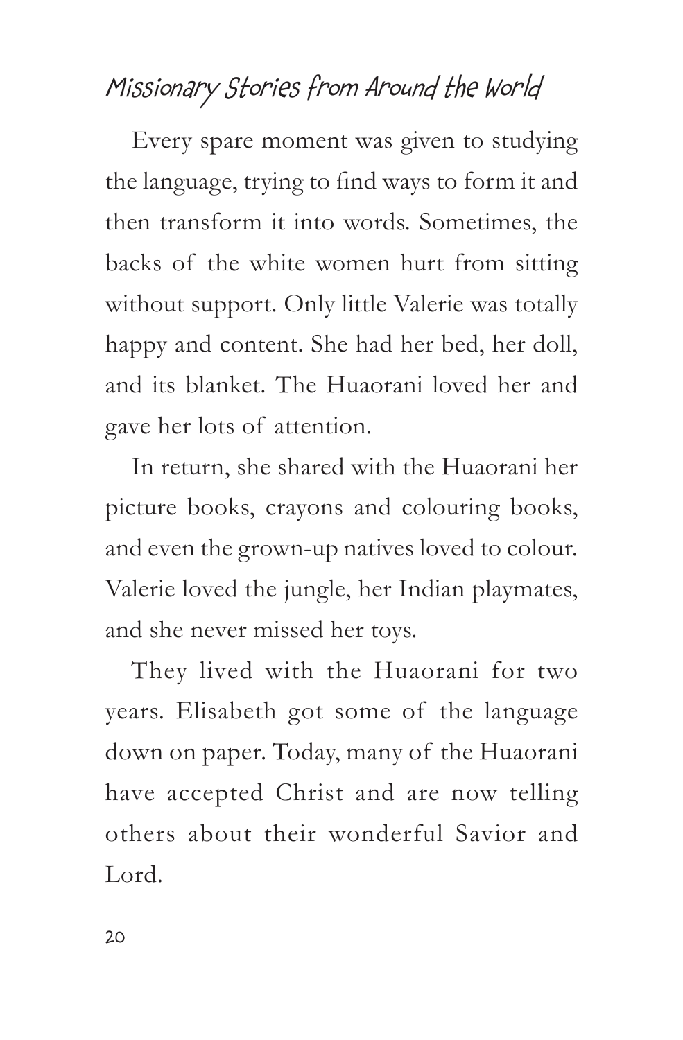Every spare moment was given to studying the language, trying to find ways to form it and then transform it into words. Sometimes, the backs of the white women hurt from sitting without support. Only little Valerie was totally happy and content. She had her bed, her doll, and its blanket. The Huaorani loved her and gave her lots of attention.

In return, she shared with the Huaorani her picture books, crayons and colouring books, and even the grown-up natives loved to colour. Valerie loved the jungle, her Indian playmates, and she never missed her toys.

They lived with the Huaorani for two years. Elisabeth got some of the language down on paper. Today, many of the Huaorani have accepted Christ and are now telling others about their wonderful Savior and Lord.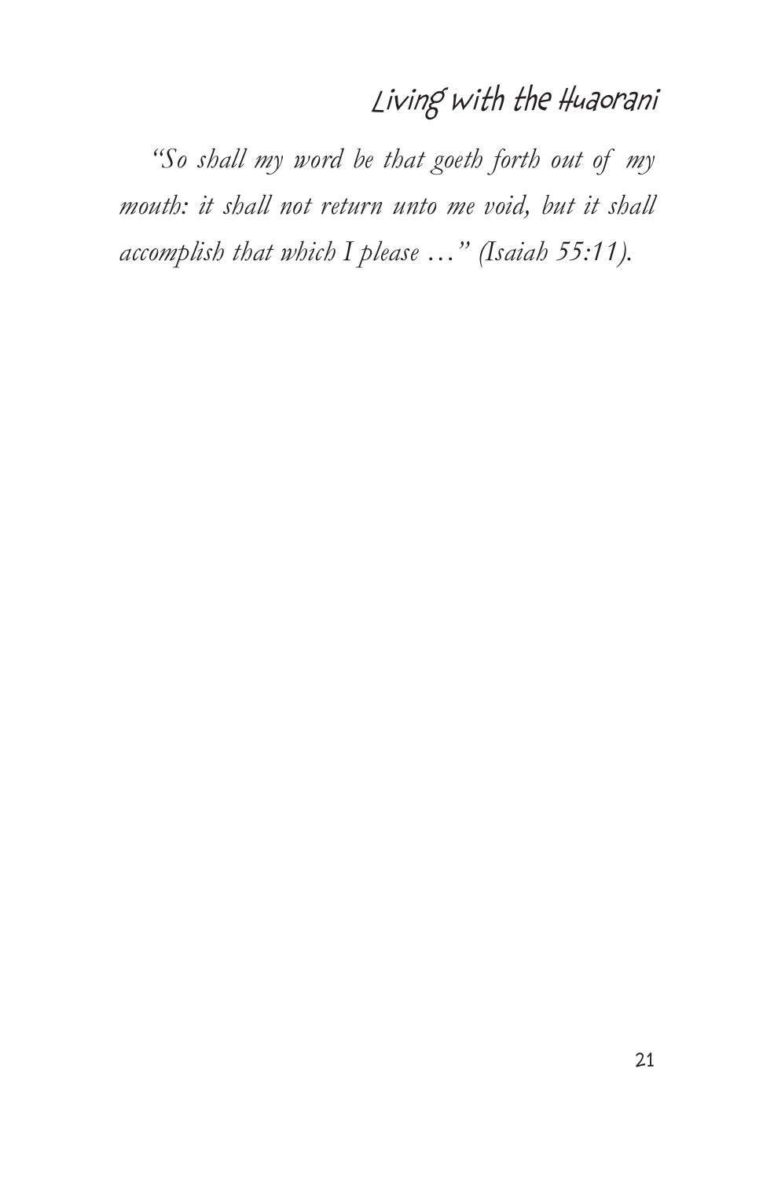*"So shall my word be that goeth forth out of my mouth: it shall not return unto me void, but it shall accomplish that which I please …" (Isaiah 55:11).*